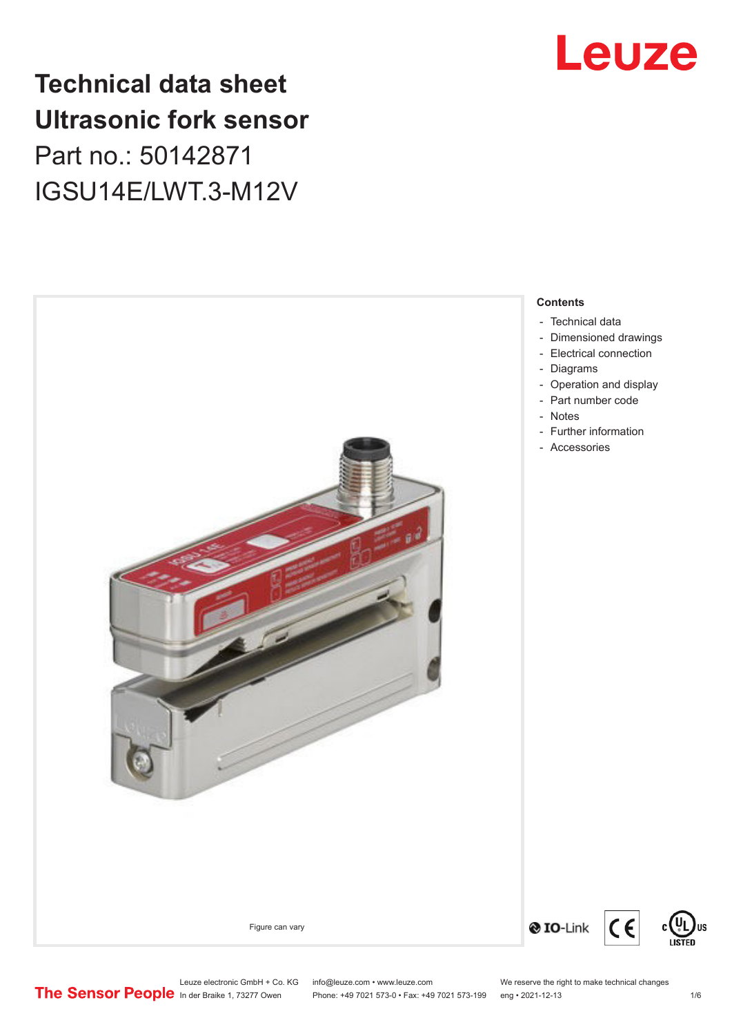# Technical data sheet
# Ultrasonic fork sensor

Part no.: 50142871

IGSU14E/LWT.3-M12V

Figure can vary

**Contents**

- Technical data
- Dimensioned drawings
- Electrical connection
- Diagrams
- Operation and display
- Part number code
- Notes
- Further information
- Accessories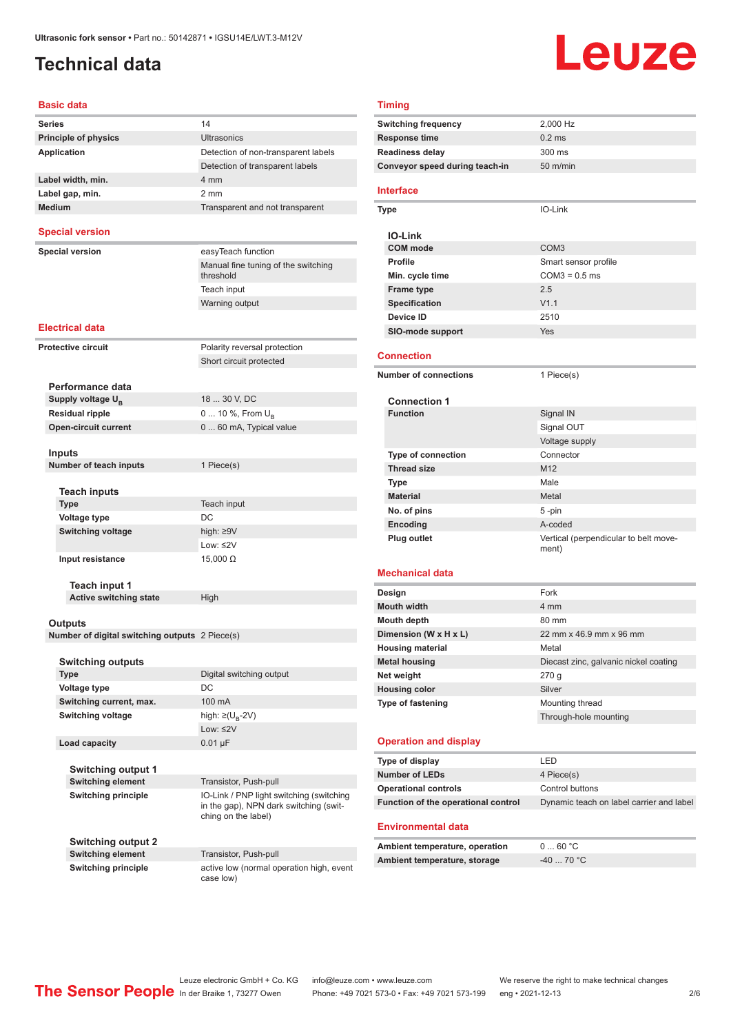Ultrasonic fork sensor • Part no.: 50142871 • IGSU14E/LWT.3-M12V

# Technical data

## Basic data

| | |
|---|---|
| **Series** | 14 |
| **Principle of physics** | Ultrasonics |
| **Application** | Detection of non-transparent labels |
| | Detection of transparent labels |
| **Label width, min.** | 4 mm |
| **Label gap, min.** | 2 mm |
| **Medium** | Transparent and not transparent |

## Special version

| | |
|---|---|
| **Special version** | easyTeach function |
| | Manual fine tuning of the switching threshold |
| | Teach input |
| | Warning output |

## Electrical data

| | |
|---|---|
| **Protective circuit** | Polarity reversal protection |
| | Short circuit protected |

### Performance data

| | |
|---|---|
| **Supply voltage $U_B$** | 18 ... 30 V, DC |
| **Residual ripple** | 0 ... 10 %, From $U_B$ |
| **Open-circuit current** | 0 ... 60 mA, Typical value |

### Inputs

| | |
|---|---|
| **Number of teach inputs** | 1 Piece(s) |

#### Teach inputs

| | |
|---|---|
| **Type** | Teach input |
| **Voltage type** | DC |
| **Switching voltage** | high: ≥9V |
| | Low: ≤2V |
| **Input resistance** | 15,000 Ω |

##### Teach input 1

| | |
|---|---|
| **Active switching state** | High |

### Outputs

| | |
|---|---|
| **Number of digital switching outputs** | 2 Piece(s) |

#### Switching outputs

| | |
|---|---|
| **Type** | Digital switching output |
| **Voltage type** | DC |
| **Switching current, max.** | 100 mA |
| **Switching voltage** | high: ≥($U_B$-2V) |
| | Low: ≤2V |
| **Load capacity** | 0.01 µF |

##### Switching output 1

| | |
|---|---|
| **Switching element** | Transistor, Push-pull |
| **Switching principle** | IO-Link / PNP light switching (switching in the gap), NPN dark switching (switching on the label) |

##### Switching output 2

| | |
|---|---|
| **Switching element** | Transistor, Push-pull |
| **Switching principle** | active low (normal operation high, event case low) |

## Timing

| | |
|---|---|
| **Switching frequency** | 2,000 Hz |
| **Response time** | 0.2 ms |
| **Readiness delay** | 300 ms |
| **Conveyor speed during teach-in** | 50 m/min |

## Interface

| | |
|---|---|
| **Type** | IO-Link |

### IO-Link

| | |
|---|---|
| **COM mode** | COM3 |
| **Profile** | Smart sensor profile |
| **Min. cycle time** | COM3 = 0.5 ms |
| **Frame type** | 2.5 |
| **Specification** | V1.1 |
| **Device ID** | 2510 |
| **SIO-mode support** | Yes |

## Connection

| | |
|---|---|
| **Number of connections** | 1 Piece(s) |

### Connection 1

| | |
|---|---|
| **Function** | Signal IN |
| | Signal OUT |
| | Voltage supply |
| **Type of connection** | Connector |
| **Thread size** | M12 |
| **Type** | Male |
| **Material** | Metal |
| **No. of pins** | 5 -pin |
| **Encoding** | A-coded |
| **Plug outlet** | Vertical (perpendicular to belt movement) |

## Mechanical data

| | |
|---|---|
| **Design** | Fork |
| **Mouth width** | 4 mm |
| **Mouth depth** | 80 mm |
| **Dimension (W x H x L)** | 22 mm x 46.9 mm x 96 mm |
| **Housing material** | Metal |
| **Metal housing** | Diecast zinc, galvanic nickel coating |
| **Net weight** | 270 g |
| **Housing color** | Silver |
| **Type of fastening** | Mounting thread |
| | Through-hole mounting |

## Operation and display

| | |
|---|---|
| **Type of display** | LED |
| **Number of LEDs** | 4 Piece(s) |
| **Operational controls** | Control buttons |
| **Function of the operational control** | Dynamic teach on label carrier and label |

## Environmental data

| | |
|---|---|
| **Ambient temperature, operation** | 0 ... 60 °C |
| **Ambient temperature, storage** | -40 ... 70 °C |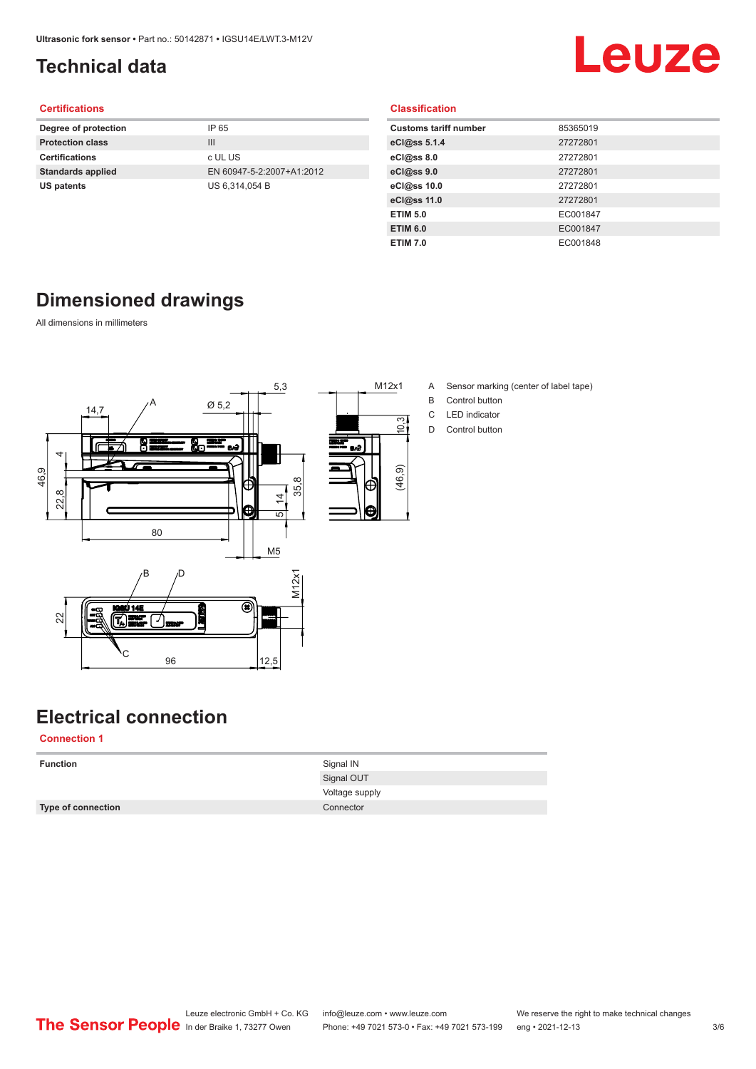# Technical data

## Certifications

| | |
|---|---|
| **Degree of protection** | IP 65 |
| **Protection class** | III |
| **Certifications** | c UL US |
| **Standards applied** | EN 60947-5-2:2007+A1:2012 |
| **US patents** | US 6,314,054 B |

## Classification

| | |
|---|---|
| **Customs tariff number** | 85365019 |
| **eCl@ss 5.1.4** | 27272801 |
| **eCl@ss 8.0** | 27272801 |
| **eCl@ss 9.0** | 27272801 |
| **eCl@ss 10.0** | 27272801 |
| **eCl@ss 11.0** | 27272801 |
| **ETIM 5.0** | EC001847 |
| **ETIM 6.0** | EC001847 |
| **ETIM 7.0** | EC001848 |

# Dimensioned drawings

All dimensions in millimeters

A Sensor marking (center of label tape)
B Control button
C LED indicator
D Control button

# Electrical connection

## Connection 1

| | |
|---|---|
| **Function** | Signal IN |
| | Signal OUT |
| | Voltage supply |
| **Type of connection** | Connector |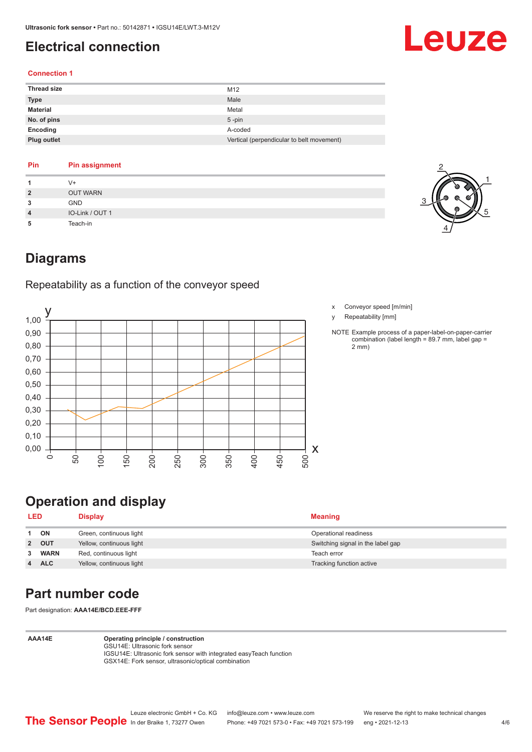# Electrical connection

### Connection 1

| | |
|---|---|
| **Thread size** | M12 |
| **Type** | Male |
| **Material** | Metal |
| **No. of pins** | 5 -pin |
| **Encoding** | A-coded |
| **Plug outlet** | Vertical (perpendicular to belt movement) |

| Pin | Pin assignment |
|---|---|
| 1 | V+ |
| 2 | OUT WARN |
| 3 | GND |
| 4 | IO-Link / OUT 1 |
| 5 | Teach-in |

# Diagrams

## Repeatability as a function of the conveyor speed

x Conveyor speed [m/min]

y Repeatability [mm]

NOTE Example process of a paper-label-on-paper-carrier combination (label length = 89.7 mm, label gap = 2 mm)

# Operation and display

| LED | | Display | Meaning |
|---|---|---|---|
| 1 | **ON** | Green, continuous light | Operational readiness |
| 2 | **OUT** | Yellow, continuous light | Switching signal in the label gap |
| 3 | **WARN** | Red, continuous light | Teach error |
| 4 | **ALC** | Yellow, continuous light | Tracking function active |

# Part number code

Part designation: **AAA14E/BCD.EEE-FFF**

| | |
|---|---|
| **AAA14E** | **Operating principle / construction**<br>GSU14E: Ultrasonic fork sensor<br>IGSU14E: Ultrasonic fork sensor with integrated easyTeach function<br>GSX14E: Fork sensor, ultrasonic/optical combination |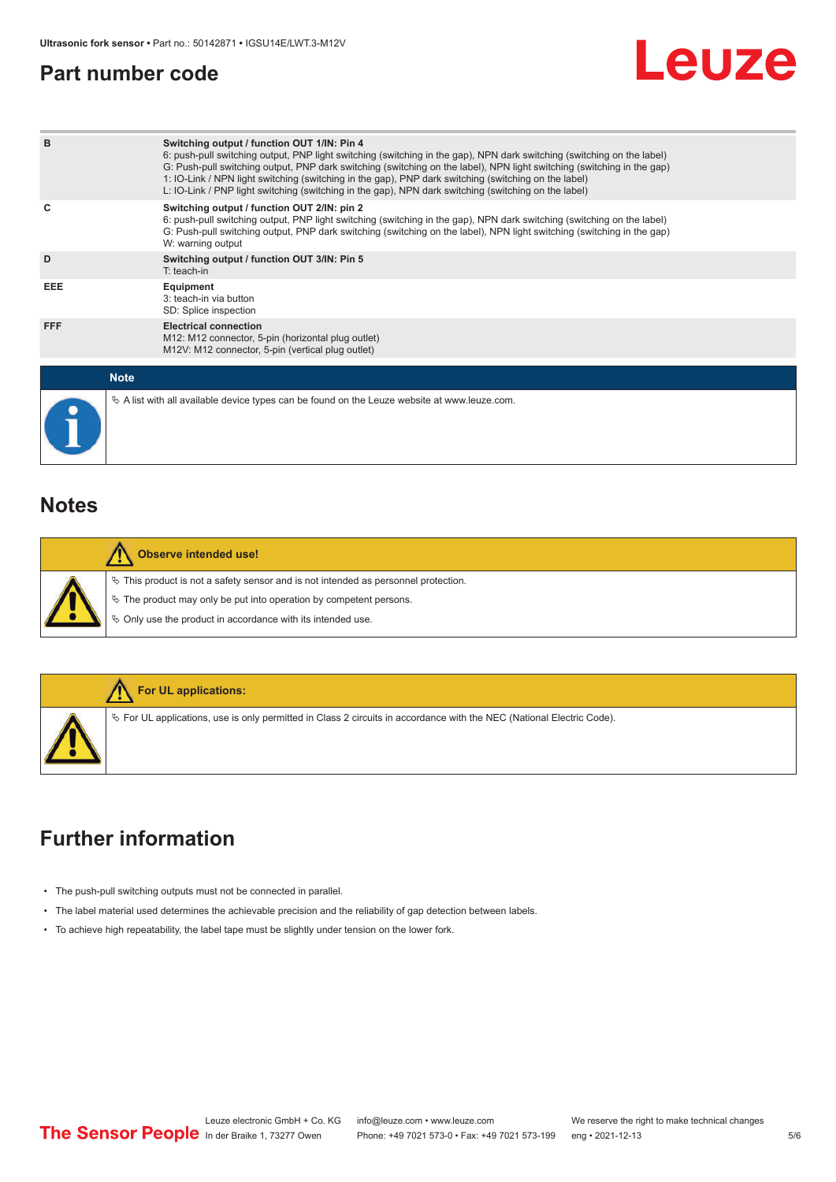## Part number code

| | |
|---|---|
| B | **Switching output / function OUT 1/IN: Pin 4**<br>6: push-pull switching output, PNP light switching (switching in the gap), NPN dark switching (switching on the label)<br>G: Push-pull switching output, PNP dark switching (switching on the label), NPN light switching (switching in the gap)<br>1: IO-Link / NPN light switching (switching in the gap), PNP dark switching (switching on the label)<br>L: IO-Link / PNP light switching (switching in the gap), NPN dark switching (switching on the label) |
| C | **Switching output / function OUT 2/IN: pin 2**<br>6: push-pull switching output, PNP light switching (switching in the gap), NPN dark switching (switching on the label)<br>G: Push-pull switching output, PNP dark switching (switching on the label), NPN light switching (switching in the gap)<br>W: warning output |
| D | **Switching output / function OUT 3/IN: Pin 5**<br>T: teach-in |
| EEE | **Equipment**<br>3: teach-in via button<br>SD: Splice inspection |
| FFF | **Electrical connection**<br>M12: M12 connector, 5-pin (horizontal plug outlet)<br>M12V: M12 connector, 5-pin (vertical plug outlet) |

**Note**

- A list with all available device types can be found on the Leuze website at www.leuze.com.

## Notes

**Observe intended use!**

- This product is not a safety sensor and is not intended as personnel protection.
- The product may only be put into operation by competent persons.
- Only use the product in accordance with its intended use.

**For UL applications:**

- For UL applications, use is only permitted in Class 2 circuits in accordance with the NEC (National Electric Code).

## Further information

- The push-pull switching outputs must not be connected in parallel.
- The label material used determines the achievable precision and the reliability of gap detection between labels.
- To achieve high repeatability, the label tape must be slightly under tension on the lower fork.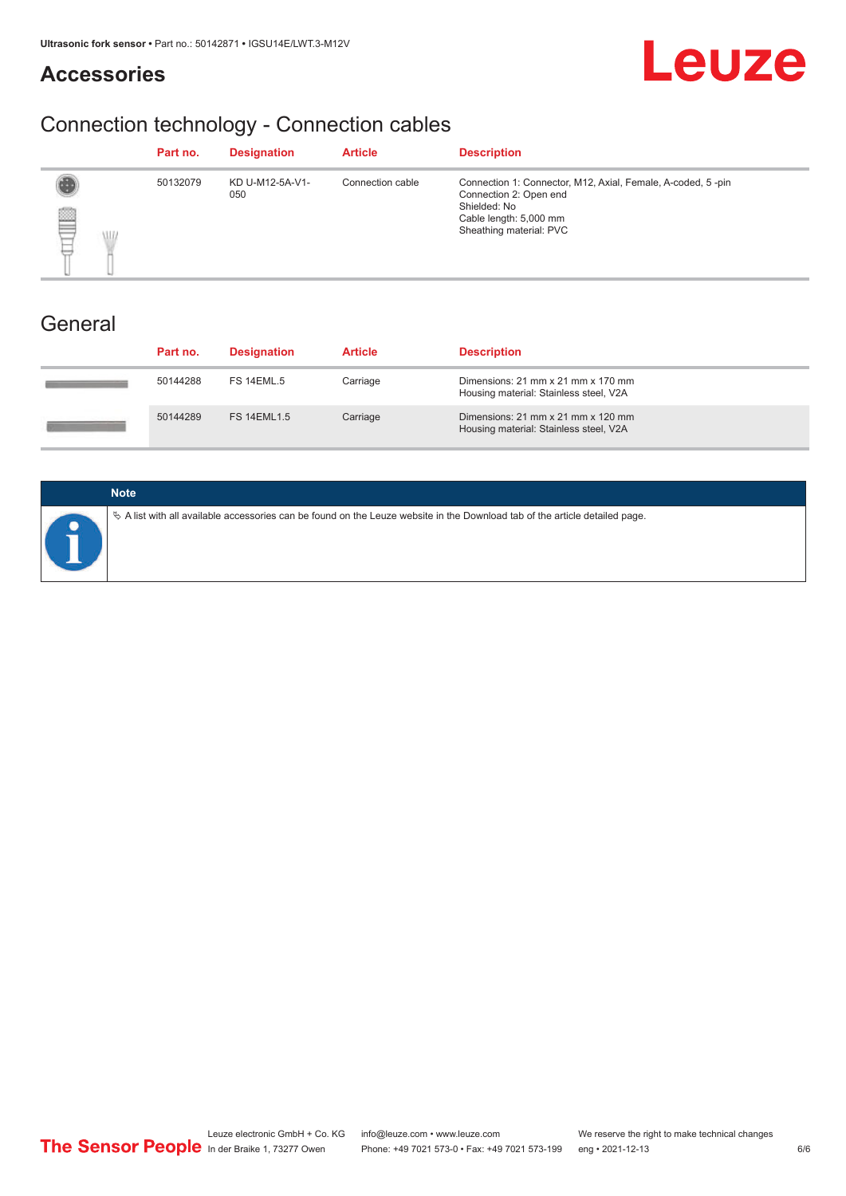# Accessories

## Connection technology - Connection cables

| Part no. | Designation | Article | Description |
|---|---|---|---|
| 50132079 | KD U-M12-5A-V1-050 | Connection cable | Connection 1: Connector, M12, Axial, Female, A-coded, 5 -pin<br>Connection 2: Open end<br>Shielded: No<br>Cable length: 5,000 mm<br>Sheathing material: PVC |

## General

| Part no. | Designation | Article | Description |
|---|---|---|---|
| 50144288 | FS 14EML.5 | Carriage | Dimensions: 21 mm x 21 mm x 170 mm<br>Housing material: Stainless steel, V2A |
| 50144289 | FS 14EML1.5 | Carriage | Dimensions: 21 mm x 21 mm x 120 mm<br>Housing material: Stainless steel, V2A |

**Note**

A list with all available accessories can be found on the Leuze website in the Download tab of the article detailed page.